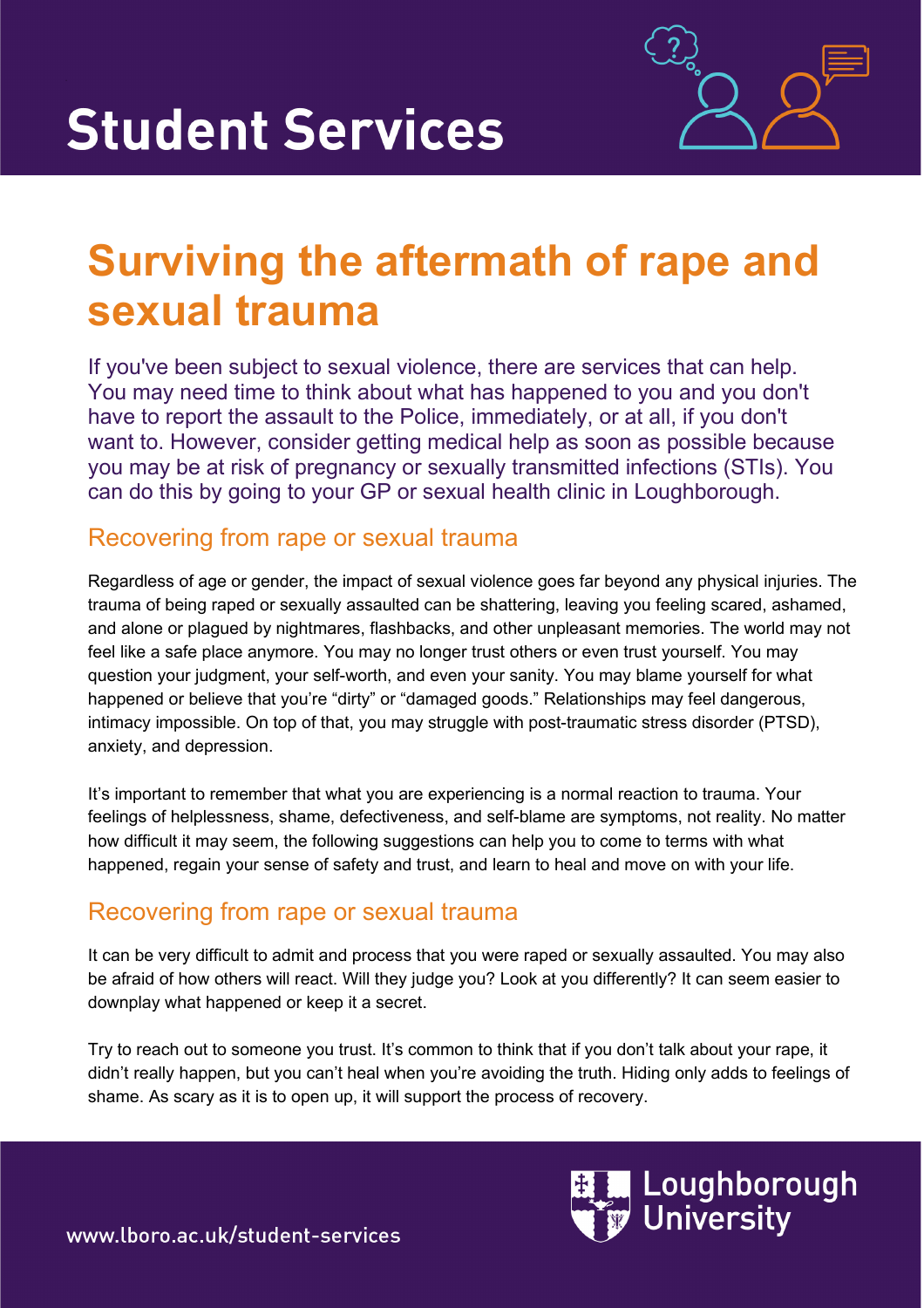# Student Services

## Surviving the aftermath of rape and sexual trauma

If you've been subject to sexual violence, there are services that can help. You may need time to think about what has happened to you and you don't have to report the assault to the Police, immediately, or at all, if you don't want to. However, consider getting medical help as soon as possible because you may be at risk of pregnancy or sexually transmitted infections (STIs). You can do this by going to your GP or sexual health clinic in Loughborough.

### Recovering from rape or sexual trauma

Regardless of age or gender, the impact of sexual violence goes far beyond any physical injuries. The trauma of being raped or sexually assaulted can be shattering, leaving you feeling scared, ashamed, and alone or plagued by nightmares, flashbacks, and other unpleasant memories. The world may not feel like a safe place anymore. You may no longer trust others or even trust yourself. You may question your judgment, your self-worth, and even your sanity. You may blame yourself for what happened or believe that you're "dirty" or "damaged goods." Relationships may feel dangerous, intimacy impossible. On top of that, you may struggle with post-traumatic stress disorder (PTSD), anxiety, and depression.

It's important to remember that what you are experiencing is a normal reaction to trauma. Your feelings of helplessness, shame, defectiveness, and self-blame are symptoms, not reality. No matter how difficult it may seem, the following suggestions can help you to come to terms with what happened, regain your sense of safety and trust, and learn to heal and move on with your life.

### Recovering from rape or sexual trauma

It can be very difficult to admit and process that you were raped or sexually assaulted. You may also be afraid of how others will react. Will they judge you? Look at you differently? It can seem easier to downplay what happened or keep it a secret.

Try to reach out to someone you trust. It's common to think that if you don't talk about your rape, it didn't really happen, but you can't heal when you're avoiding the truth. Hiding only adds to feelings of shame. As scary as it is to open up, it will support the process of recovery.

www.lboro.ac.uk/student-services

Loughborough University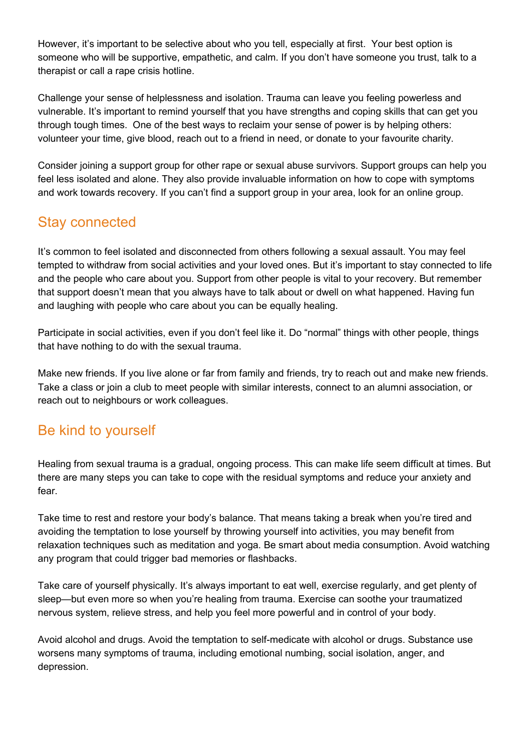However, it's important to be selective about who you tell, especially at first. Your best option is someone who will be supportive, empathetic, and calm. If you don't have someone you trust, talk to a therapist or call a rape crisis hotline.

Challenge your sense of helplessness and isolation. Trauma can leave you feeling powerless and vulnerable. It's important to remind yourself that you have strengths and coping skills that can get you through tough times. One of the best ways to reclaim your sense of power is by helping others: volunteer your time, give blood, reach out to a friend in need, or donate to your favourite charity.

Consider joining a support group for other rape or sexual abuse survivors. Support groups can help you feel less isolated and alone. They also provide invaluable information on how to cope with symptoms and work towards recovery. If you can't find a support group in your area, look for an online group.

## Stay connected

It's common to feel isolated and disconnected from others following a sexual assault. You may feel tempted to withdraw from social activities and your loved ones. But it's important to stay connected to life and the people who care about you. Support from other people is vital to your recovery. But remember that support doesn't mean that you always have to talk about or dwell on what happened. Having fun and laughing with people who care about you can be equally healing.

Participate in social activities, even if you don't feel like it. Do "normal" things with other people, things that have nothing to do with the sexual trauma.

Make new friends. If you live alone or far from family and friends, try to reach out and make new friends. Take a class or join a club to meet people with similar interests, connect to an alumni association, or reach out to neighbours or work colleagues.

## Be kind to yourself

Healing from sexual trauma is a gradual, ongoing process. This can make life seem difficult at times. But there are many steps you can take to cope with the residual symptoms and reduce your anxiety and fear.

Take time to rest and restore your body's balance. That means taking a break when you're tired and avoiding the temptation to lose yourself by throwing yourself into activities, you may benefit from relaxation techniques such as meditation and yoga. Be smart about media consumption. Avoid watching any program that could trigger bad memories or flashbacks.

Take care of yourself physically. It's always important to eat well, exercise regularly, and get plenty of sleep—but even more so when you're healing from trauma. Exercise can soothe your traumatized nervous system, relieve stress, and help you feel more powerful and in control of your body.

Avoid alcohol and drugs. Avoid the temptation to self-medicate with alcohol or drugs. Substance use worsens many symptoms of trauma, including emotional numbing, social isolation, anger, and depression.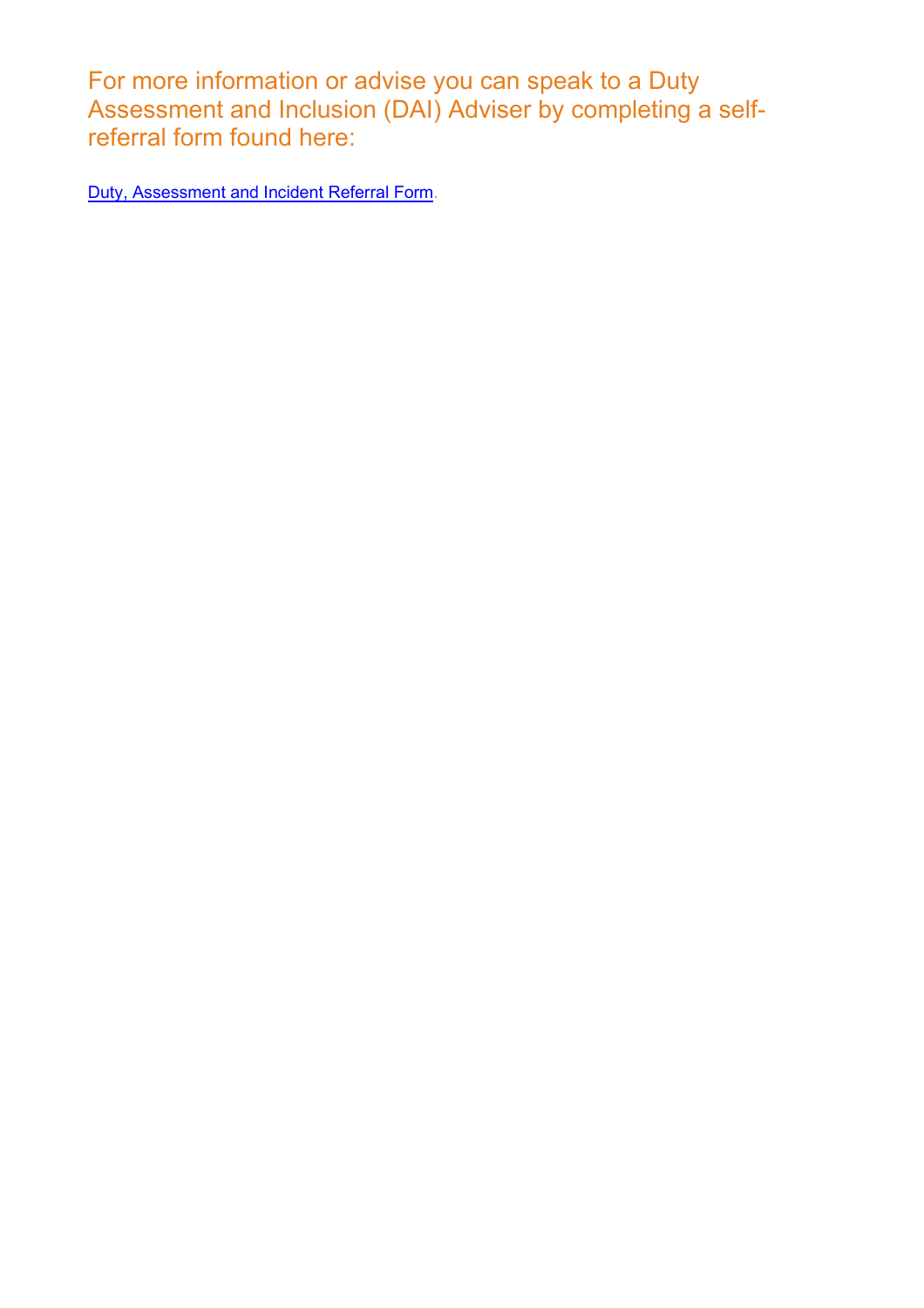For more information or advise you can speak to a Duty Assessment and Inclusion (DAI) Adviser by completing a self-referral form found here:

[Duty, Assessment and Incident Referral Form](#).